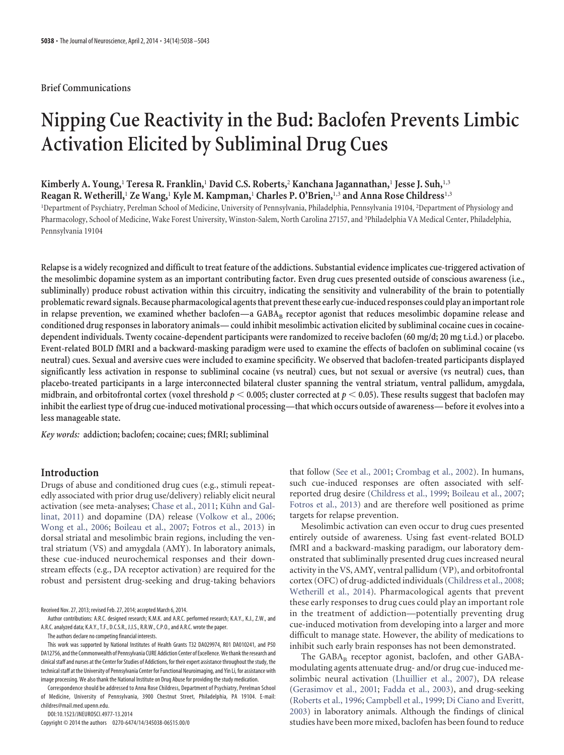Brief Communications

# Nipping Cue Reactivity in the Bud: Baclofen Prevents Limbic Activation Elicited by Subliminal Drug Cues

**Kimberly A. Young,[1] Teresa R. Franklin,[1] David C.S. Roberts,[2] Kanchana Jagannathan,[1] Jesse J. Suh,[1,3] Reagan R. Wetherill,[1] Ze Wang,[1] Kyle M. Kampman,[1] Charles P. O'Brien,[1,3] and Anna Rose Childress[1,3]**

[1]Department of Psychiatry, Perelman School of Medicine, University of Pennsylvania, Philadelphia, Pennsylvania 19104, [2]Department of Physiology and Pharmacology, School of Medicine, Wake Forest University, Winston-Salem, North Carolina 27157, and [3]Philadelphia VA Medical Center, Philadelphia, Pennsylvania 19104

**Relapse is a widely recognized and difficult to treat feature of the addictions. Substantial evidence implicates cue-triggered activation of the mesolimbic dopamine system as an important contributing factor. Even drug cues presented outside of conscious awareness (i.e., subliminally) produce robust activation within this circuitry, indicating the sensitivity and vulnerability of the brain to potentially problematic reward signals. Because pharmacological agents that prevent these early cue-induced responses could play an important role in relapse prevention, we examined whether baclofen—a $GABA_B$ receptor agonist that reduces mesolimbic dopamine release and conditioned drug responses in laboratory animals—could inhibit mesolimbic activation elicited by subliminal cocaine cues in cocaine-dependent individuals. Twenty cocaine-dependent participants were randomized to receive baclofen (60 mg/d; 20 mg t.i.d.) or placebo. Event-related BOLD fMRI and a backward-masking paradigm were used to examine the effects of baclofen on subliminal cocaine (vs neutral) cues. Sexual and aversive cues were included to examine specificity. We observed that baclofen-treated participants displayed significantly less activation in response to subliminal cocaine (vs neutral) cues, but not sexual or aversive (vs neutral) cues, than placebo-treated participants in a large interconnected bilateral cluster spanning the ventral striatum, ventral pallidum, amygdala, midbrain, and orbitofrontal cortex (voxel threshold $p < 0.005$; cluster corrected at $p < 0.05$). These results suggest that baclofen may inhibit the earliest type of drug cue-induced motivational processing—that which occurs outside of awareness—before it evolves into a less manageable state.**

*Key words:* **addiction; baclofen; cocaine; cues; fMRI; subliminal**

## Introduction

Drugs of abuse and conditioned drug cues (e.g., stimuli repeatedly associated with prior drug use/delivery) reliably elicit neural activation (see meta-analyses; Chase et al., 2011; Kühn and Gallinat, 2011) and dopamine (DA) release (Volkow et al., 2006; Wong et al., 2006; Boileau et al., 2007; Fotros et al., 2013) in dorsal striatal and mesolimbic brain regions, including the ventral striatum (VS) and amygdala (AMY). In laboratory animals, these cue-induced neurochemical responses and their downstream effects (e.g., DA receptor activation) are required for the robust and persistent drug-seeking and drug-taking behaviors that follow (See et al., 2001; Crombag et al., 2002). In humans, such cue-induced responses are often associated with self-reported drug desire (Childress et al., 1999; Boileau et al., 2007; Fotros et al., 2013) and are therefore well positioned as prime targets for relapse prevention.

Mesolimbic activation can even occur to drug cues presented entirely outside of awareness. Using fast event-related BOLD fMRI and a backward-masking paradigm, our laboratory demonstrated that subliminally presented drug cues increased neural activity in the VS, AMY, ventral pallidum (VP), and orbitofrontal cortex (OFC) of drug-addicted individuals (Childress et al., 2008; Wetherill et al., 2014). Pharmacological agents that prevent these early responses to drug cues could play an important role in the treatment of addiction—potentially preventing drug cue-induced motivation from developing into a larger and more difficult to manage state. However, the ability of medications to inhibit such early brain responses has not been demonstrated.

The $GABA_B$ receptor agonist, baclofen, and other GABA-modulating agents attenuate drug- and/or drug cue-induced mesolimbic neural activation (Lhuillier et al., 2007), DA release (Gerasimov et al., 2001; Fadda et al., 2003), and drug-seeking (Roberts et al., 1996; Campbell et al., 1999; Di Ciano and Everitt, 2003) in laboratory animals. Although the findings of clinical studies have been more mixed, baclofen has been found to reduce

Received Nov. 27, 2013; revised Feb. 27, 2014; accepted March 6, 2014.

Author contributions: A.R.C. designed research; K.M.K. and A.R.C. performed research; K.A.Y., K.J., Z.W., and A.R.C. analyzed data; K.A.Y., T.F., D.C.S.R., J.J.S., R.R.W., C.P.O., and A.R.C. wrote the paper.

The authors declare no competing financial interests.

This work was supported by National Institutes of Health Grants T32 DA029974, R01 DA010241, and P50 DA12756, and the Commonwealth of Pennsylvania CURE Addiction Center of Excellence. We thank the research and clinical staff and nurses at the Center for Studies of Addictions, for their expert assistance throughout the study, the technical staff at the University of Pennsylvania Center for Functional Neuroimaging, and Yin Li, for assistance with image processing. We also thank the National Institute on Drug Abuse for providing the study medication.

Correspondence should be addressed to Anna Rose Childress, Department of Psychiatry, Perelman School of Medicine, University of Pennsylvania, 3900 Chestnut Street, Philadelphia, PA 19104. E-mail: childres@mail.med.upenn.edu.

DOI:10.1523/JNEUROSCI.4977-13.2014

Copyright © 2014 the authors 0270-6474/14/345038-06$15.00/0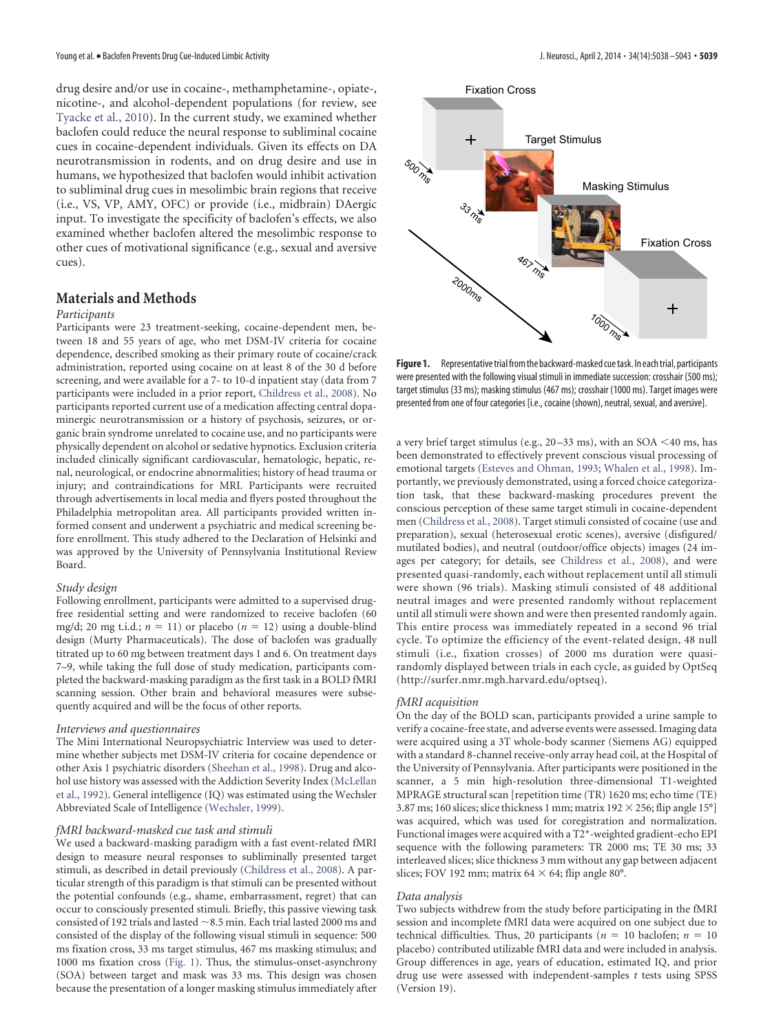drug desire and/or use in cocaine-, methamphetamine-, opiate-, nicotine-, and alcohol-dependent populations (for review, see Tyacke et al., 2010). In the current study, we examined whether baclofen could reduce the neural response to subliminal cocaine cues in cocaine-dependent individuals. Given its effects on DA neurotransmission in rodents, and on drug desire and use in humans, we hypothesized that baclofen would inhibit activation to subliminal drug cues in mesolimbic brain regions that receive (i.e., VS, VP, AMY, OFC) or provide (i.e., midbrain) DAergic input. To investigate the specificity of baclofen's effects, we also examined whether baclofen altered the mesolimbic response to other cues of motivational significance (e.g., sexual and aversive cues).

## Materials and Methods

### *Participants*

Participants were 23 treatment-seeking, cocaine-dependent men, between 18 and 55 years of age, who met DSM-IV criteria for cocaine dependence, described smoking as their primary route of cocaine/crack administration, reported using cocaine on at least 8 of the 30 d before screening, and were available for a 7- to 10-d inpatient stay (data from 7 participants were included in a prior report, Childress et al., 2008). No participants reported current use of a medication affecting central dopaminergic neurotransmission or a history of psychosis, seizures, or organic brain syndrome unrelated to cocaine use, and no participants were physically dependent on alcohol or sedative hypnotics. Exclusion criteria included clinically significant cardiovascular, hematologic, hepatic, renal, neurological, or endocrine abnormalities; history of head trauma or injury; and contraindications for MRI. Participants were recruited through advertisements in local media and flyers posted throughout the Philadelphia metropolitan area. All participants provided written informed consent and underwent a psychiatric and medical screening before enrollment. This study adhered to the Declaration of Helsinki and was approved by the University of Pennsylvania Institutional Review Board.

### *Study design*

Following enrollment, participants were admitted to a supervised drug-free residential setting and were randomized to receive baclofen (60 mg/d; 20 mg t.i.d.; $n = 11$) or placebo ($n = 12$) using a double-blind design (Murty Pharmaceuticals). The dose of baclofen was gradually titrated up to 60 mg between treatment days 1 and 6. On treatment days 7–9, while taking the full dose of study medication, participants completed the backward-masking paradigm as the first task in a BOLD fMRI scanning session. Other brain and behavioral measures were subsequently acquired and will be the focus of other reports.

### *Interviews and questionnaires*

The Mini International Neuropsychiatric Interview was used to determine whether subjects met DSM-IV criteria for cocaine dependence or other Axis 1 psychiatric disorders (Sheehan et al., 1998). Drug and alcohol use history was assessed with the Addiction Severity Index (McLellan et al., 1992). General intelligence (IQ) was estimated using the Wechsler Abbreviated Scale of Intelligence (Wechsler, 1999).

### *fMRI backward-masked cue task and stimuli*

We used a backward-masking paradigm with a fast event-related fMRI design to measure neural responses to subliminally presented target stimuli, as described in detail previously (Childress et al., 2008). A particular strength of this paradigm is that stimuli can be presented without the potential confounds (e.g., shame, embarrassment, regret) that can occur to consciously presented stimuli. Briefly, this passive viewing task consisted of 192 trials and lasted ~8.5 min. Each trial lasted 2000 ms and consisted of the display of the following visual stimuli in sequence: 500 ms fixation cross, 33 ms target stimulus, 467 ms masking stimulus; and 1000 ms fixation cross (Fig. 1). Thus, the stimulus-onset-asynchrony (SOA) between target and mask was 33 ms. This design was chosen because the presentation of a longer masking stimulus immediately after a very brief target stimulus (e.g., 20–33 ms), with an SOA <40 ms, has been demonstrated to effectively prevent conscious visual processing of emotional targets (Esteves and Ohman, 1993; Whalen et al., 1998). Importantly, we previously demonstrated, using a forced choice categorization task, that these backward-masking procedures prevent the conscious perception of these same target stimuli in cocaine-dependent men (Childress et al., 2008). Target stimuli consisted of cocaine (use and preparation), sexual (heterosexual erotic scenes), aversive (disfigured/mutilated bodies), and neutral (outdoor/office objects) images (24 images per category; for details, see Childress et al., 2008), and were presented quasi-randomly, each without replacement until all stimuli were shown (96 trials). Masking stimuli consisted of 48 additional neutral images and were presented randomly without replacement until all stimuli were shown and were then presented randomly again. This entire process was immediately repeated in a second 96 trial cycle. To optimize the efficiency of the event-related design, 48 null stimuli (i.e., fixation crosses) of 2000 ms duration were quasi-randomly displayed between trials in each cycle, as guided by OptSeq (http://surfer.nmr.mgh.harvard.edu/optseq).

**Figure 1.** Representative trial from the backward-masked cue task. In each trial, participants were presented with the following visual stimuli in immediate succession: crosshair (500 ms); target stimulus (33 ms); masking stimulus (467 ms); crosshair (1000 ms). Target images were presented from one of four categories [i.e., cocaine (shown), neutral, sexual, and aversive].

### *fMRI acquisition*

On the day of the BOLD scan, participants provided a urine sample to verify a cocaine-free state, and adverse events were assessed. Imaging data were acquired using a 3T whole-body scanner (Siemens AG) equipped with a standard 8-channel receive-only array head coil, at the Hospital of the University of Pennsylvania. After participants were positioned in the scanner, a 5 min high-resolution three-dimensional T1-weighted MPRAGE structural scan [repetition time (TR) 1620 ms; echo time (TE) 3.87 ms; 160 slices; slice thickness 1 mm; matrix 192 × 256; flip angle 15°] was acquired, which was used for coregistration and normalization. Functional images were acquired with a T2*-weighted gradient-echo EPI sequence with the following parameters: TR 2000 ms; TE 30 ms; 33 interleaved slices; slice thickness 3 mm without any gap between adjacent slices; FOV 192 mm; matrix 64 × 64; flip angle 80°.

### *Data analysis*

Two subjects withdrew from the study before participating in the fMRI session and incomplete fMRI data were acquired on one subject due to technical difficulties. Thus, 20 participants ($n = 10$ baclofen; $n = 10$ placebo) contributed utilizable fMRI data and were included in analysis. Group differences in age, years of education, estimated IQ, and prior drug use were assessed with independent-samples *t* tests using SPSS (Version 19).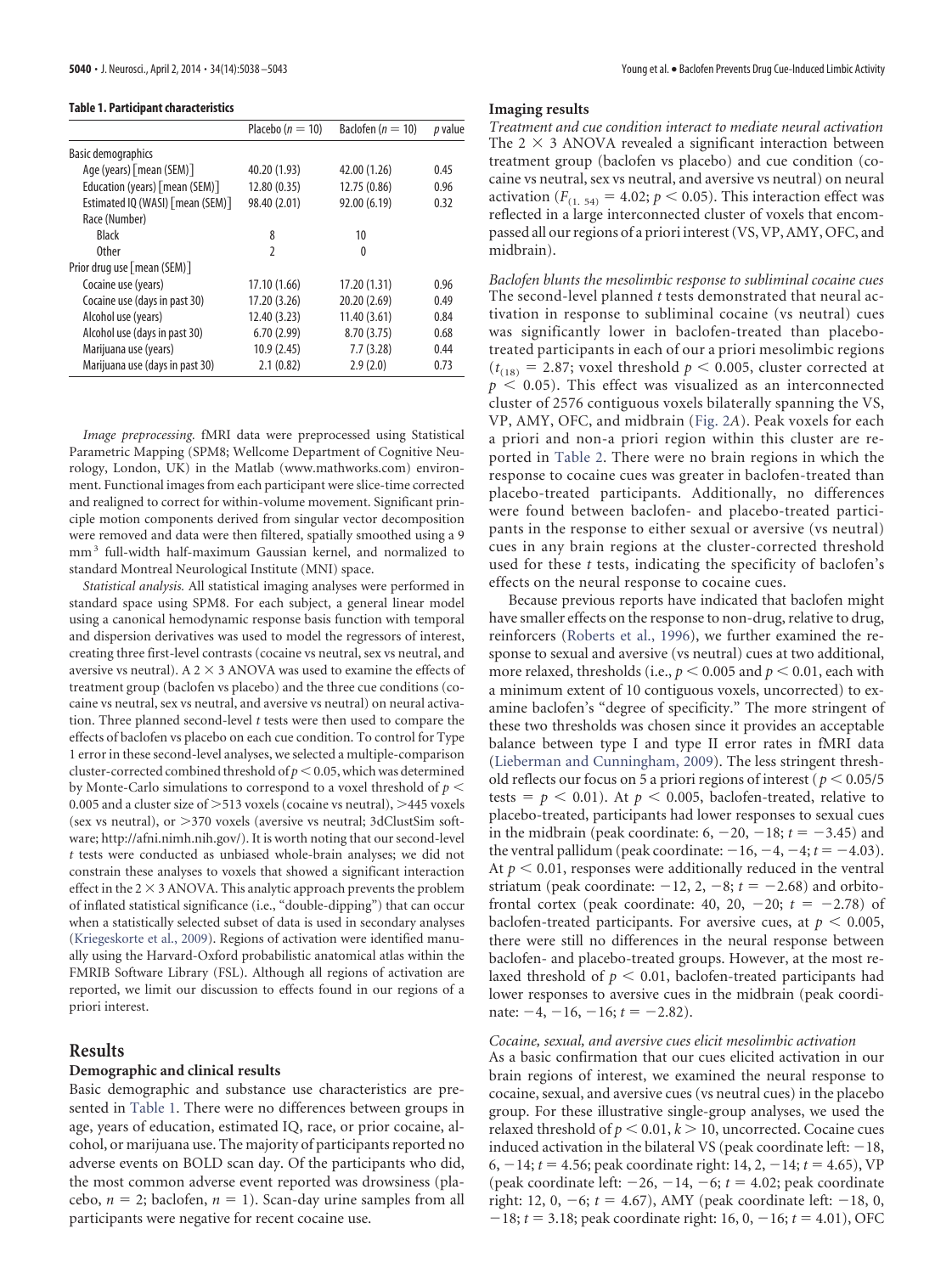**Table 1. Participant characteristics**

| | Placebo ($n = 10$) | Baclofen ($n = 10$) | $p$ value |
|---|---|---|---|
| Basic demographics | | | |
| Age (years) [mean (SEM)] | 40.20 (1.93) | 42.00 (1.26) | 0.45 |
| Education (years) [mean (SEM)] | 12.80 (0.35) | 12.75 (0.86) | 0.96 |
| Estimated IQ (WASI) [mean (SEM)] | 98.40 (2.01) | 92.00 (6.19) | 0.32 |
| Race (Number) | | | |
| Black | 8 | 10 | |
| Other | 2 | 0 | |
| Prior drug use [mean (SEM)] | | | |
| Cocaine use (years) | 17.10 (1.66) | 17.20 (1.31) | 0.96 |
| Cocaine use (days in past 30) | 17.20 (3.26) | 20.20 (2.69) | 0.49 |
| Alcohol use (years) | 12.40 (3.23) | 11.40 (3.61) | 0.84 |
| Alcohol use (days in past 30) | 6.70 (2.99) | 8.70 (3.75) | 0.68 |
| Marijuana use (years) | 10.9 (2.45) | 7.7 (3.28) | 0.44 |
| Marijuana use (days in past 30) | 2.1 (0.82) | 2.9 (2.0) | 0.73 |

*Image preprocessing.* fMRI data were preprocessed using Statistical Parametric Mapping (SPM8; Wellcome Department of Cognitive Neurology, London, UK) in the Matlab (www.mathworks.com) environment. Functional images from each participant were slice-time corrected and realigned to correct for within-volume movement. Significant principle motion components derived from singular vector decomposition were removed and data were then filtered, spatially smoothed using a 9 $mm^3$ full-width half-maximum Gaussian kernel, and normalized to standard Montreal Neurological Institute (MNI) space.

*Statistical analysis.* All statistical imaging analyses were performed in standard space using SPM8. For each subject, a general linear model using a canonical hemodynamic response basis function with temporal and dispersion derivatives was used to model the regressors of interest, creating three first-level contrasts (cocaine vs neutral, sex vs neutral, and aversive vs neutral). A $2 \times 3$ ANOVA was used to examine the effects of treatment group (baclofen vs placebo) and the three cue conditions (cocaine vs neutral, sex vs neutral, and aversive vs neutral) on neural activation. Three planned second-level $t$ tests were then used to compare the effects of baclofen vs placebo on each cue condition. To control for Type 1 error in these second-level analyses, we selected a multiple-comparison cluster-corrected combined threshold of $p < 0.05$, which was determined by Monte-Carlo simulations to correspond to a voxel threshold of $p < 0.005$ and a cluster size of $>513$ voxels (cocaine vs neutral), $>445$ voxels (sex vs neutral), or $>370$ voxels (aversive vs neutral; 3dClustSim software; http://afni.nimh.nih.gov/). It is worth noting that our second-level $t$ tests were conducted as unbiased whole-brain analyses; we did not constrain these analyses to voxels that showed a significant interaction effect in the $2 \times 3$ ANOVA. This analytic approach prevents the problem of inflated statistical significance (i.e., "double-dipping") that can occur when a statistically selected subset of data is used in secondary analyses (Kriegeskorte et al., 2009). Regions of activation were identified manually using the Harvard-Oxford probabilistic anatomical atlas within the FMRIB Software Library (FSL). Although all regions of activation are reported, we limit our discussion to effects found in our regions of a priori interest.

## Results

### Demographic and clinical results

Basic demographic and substance use characteristics are presented in Table 1. There were no differences between groups in age, years of education, estimated IQ, race, or prior cocaine, alcohol, or marijuana use. The majority of participants reported no adverse events on BOLD scan day. Of the participants who did, the most common adverse event reported was drowsiness (placebo, $n = 2$; baclofen, $n = 1$). Scan-day urine samples from all participants were negative for recent cocaine use.

### Imaging results

*Treatment and cue condition interact to mediate neural activation*

The $2 \times 3$ ANOVA revealed a significant interaction between treatment group (baclofen vs placebo) and cue condition (cocaine vs neutral, sex vs neutral, and aversive vs neutral) on neural activation ($F_{(1, 54)} = 4.02$; $p < 0.05$). This interaction effect was reflected in a large interconnected cluster of voxels that encompassed all our regions of a priori interest (VS, VP, AMY, OFC, and midbrain).

*Baclofen blunts the mesolimbic response to subliminal cocaine cues*

The second-level planned $t$ tests demonstrated that neural activation in response to subliminal cocaine (vs neutral) cues was significantly lower in baclofen-treated than placebo-treated participants in each of our a priori mesolimbic regions ($t_{(18)} = 2.87$; voxel threshold $p < 0.005$, cluster corrected at $p < 0.05$). This effect was visualized as an interconnected cluster of 2576 contiguous voxels bilaterally spanning the VS, VP, AMY, OFC, and midbrain (Fig. 2A). Peak voxels for each a priori and non-a priori region within this cluster are reported in Table 2. There were no brain regions in which the response to cocaine cues was greater in baclofen-treated than placebo-treated participants. Additionally, no differences were found between baclofen- and placebo-treated participants in the response to either sexual or aversive (vs neutral) cues in any brain regions at the cluster-corrected threshold used for these $t$ tests, indicating the specificity of baclofen's effects on the neural response to cocaine cues.

Because previous reports have indicated that baclofen might have smaller effects on the response to non-drug, relative to drug, reinforcers (Roberts et al., 1996), we further examined the response to sexual and aversive (vs neutral) cues at two additional, more relaxed, thresholds (i.e., $p < 0.005$ and $p < 0.01$, each with a minimum extent of 10 contiguous voxels, uncorrected) to examine baclofen's "degree of specificity." The more stringent of these two thresholds was chosen since it provides an acceptable balance between type I and type II error rates in fMRI data (Lieberman and Cunningham, 2009). The less stringent threshold reflects our focus on 5 a priori regions of interest ($p < 0.05/5$ tests $= p < 0.01$). At $p < 0.005$, baclofen-treated, relative to placebo-treated, participants had lower responses to sexual cues in the midbrain (peak coordinate: 6, −20, −18; $t = -3.45$) and the ventral pallidum (peak coordinate: −16, −4, −4; $t = -4.03$). At $p < 0.01$, responses were additionally reduced in the ventral striatum (peak coordinate: −12, 2, −8; $t = -2.68$) and orbitofrontal cortex (peak coordinate: 40, 20, −20; $t = -2.78$) of baclofen-treated participants. For aversive cues, at $p < 0.005$, there were still no differences in the neural response between baclofen- and placebo-treated groups. However, at the most relaxed threshold of $p < 0.01$, baclofen-treated participants had lower responses to aversive cues in the midbrain (peak coordinate: −4, −16, −16; $t = -2.82$).

*Cocaine, sexual, and aversive cues elicit mesolimbic activation*

As a basic confirmation that our cues elicited activation in our brain regions of interest, we examined the neural response to cocaine, sexual, and aversive cues (vs neutral cues) in the placebo group. For these illustrative single-group analyses, we used the relaxed threshold of $p < 0.01$, $k > 10$, uncorrected. Cocaine cues induced activation in the bilateral VS (peak coordinate left: −18, 6, −14; $t = 4.56$; peak coordinate right: 14, 2, −14; $t = 4.65$), VP (peak coordinate left: −26, −14, −6; $t = 4.02$; peak coordinate right: 12, 0, −6; $t = 4.67$), AMY (peak coordinate left: −18, 0, −18; $t = 3.18$; peak coordinate right: 16, 0, −16; $t = 4.01$), OFC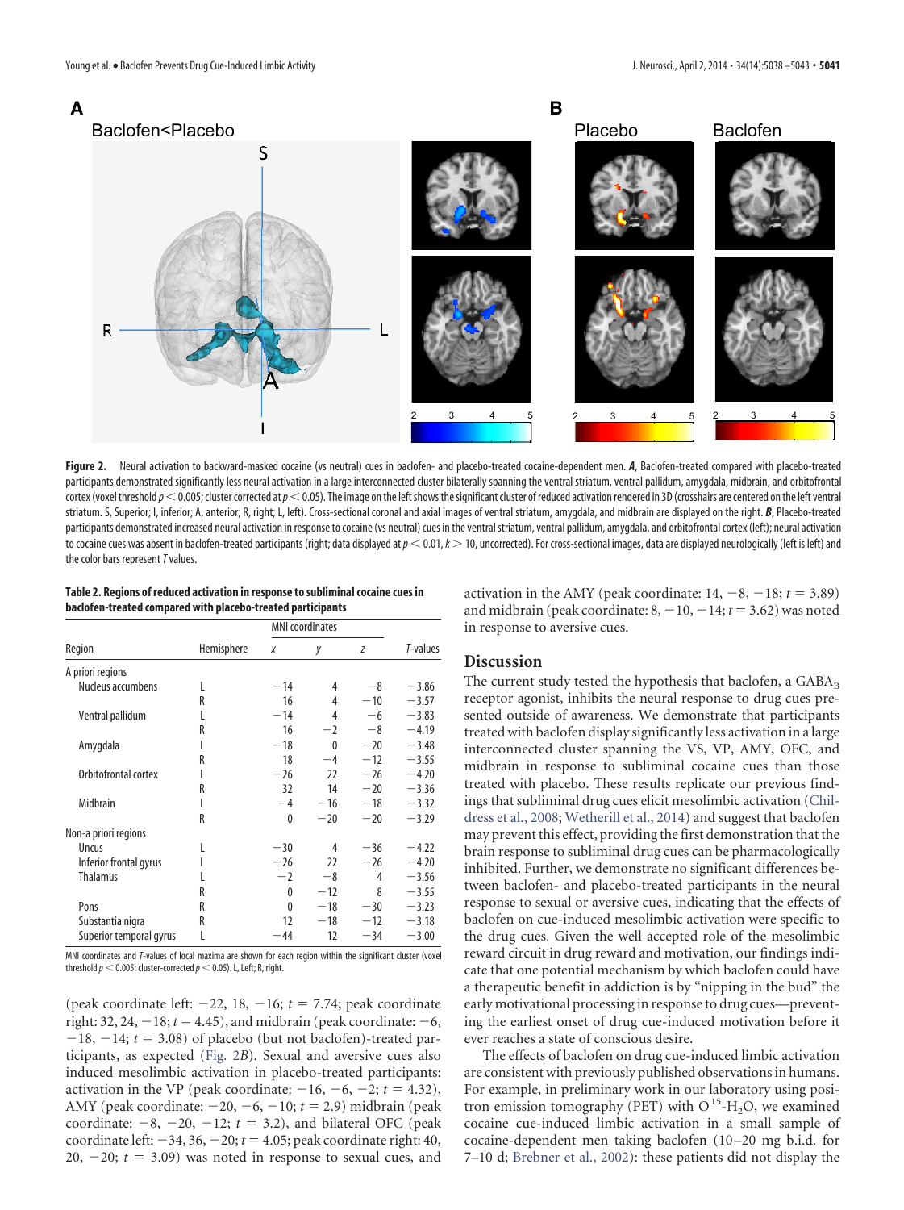**Figure 2.** Neural activation to backward-masked cocaine (vs neutral) cues in baclofen- and placebo-treated cocaine-dependent men. ***A***, Baclofen-treated compared with placebo-treated participants demonstrated significantly less neural activation in a large interconnected cluster bilaterally spanning the ventral striatum, ventral pallidum, amygdala, midbrain, and orbitofrontal cortex (voxel threshold $p < 0.005$; cluster corrected at $p < 0.05$). The image on the left shows the significant cluster of reduced activation rendered in 3D (crosshairs are centered on the left ventral striatum. S, Superior; I, inferior; A, anterior; R, right; L, left). Cross-sectional coronal and axial images of ventral striatum, amygdala, and midbrain are displayed on the right. ***B***, Placebo-treated participants demonstrated increased neural activation in response to cocaine (vs neutral) cues in the ventral striatum, ventral pallidum, amygdala, and orbitofrontal cortex (left); neural activation to cocaine cues was absent in baclofen-treated participants (right; data displayed at $p < 0.01$, $k > 10$, uncorrected). For cross-sectional images, data are displayed neurologically (left is left) and the color bars represent *T* values.

**Table 2. Regions of reduced activation in response to subliminal cocaine cues in baclofen-treated compared with placebo-treated participants**

| | | MNI coordinates | | | |
|---|---|---|---|---|---|
| Region | Hemisphere | *x* | *y* | *z* | *T*-values |
| A priori regions | | | | | |
| Nucleus accumbens | L | −14 | 4 | −8 | −3.86 |
| | R | 16 | 4 | −10 | −3.57 |
| Ventral pallidum | L | −14 | 4 | −6 | −3.83 |
| | R | 16 | −2 | −8 | −4.19 |
| Amygdala | L | −18 | 0 | −20 | −3.48 |
| | R | 18 | −4 | −12 | −3.55 |
| Orbitofrontal cortex | L | −26 | 22 | −26 | −4.20 |
| | R | 32 | 14 | −20 | −3.36 |
| Midbrain | L | −4 | −16 | −18 | −3.32 |
| | R | 0 | −20 | −20 | −3.29 |
| Non-a priori regions | | | | | |
| Uncus | L | −30 | 4 | −36 | −4.22 |
| Inferior frontal gyrus | L | −26 | 22 | −26 | −4.20 |
| Thalamus | L | −2 | −8 | 4 | −3.56 |
| | R | 0 | −12 | 8 | −3.55 |
| Pons | R | 0 | −18 | −30 | −3.23 |
| Substantia nigra | R | 12 | −18 | −12 | −3.18 |
| Superior temporal gyrus | L | −44 | 12 | −34 | −3.00 |

MNI coordinates and *T*-values of local maxima are shown for each region within the significant cluster (voxel threshold $p < 0.005$; cluster-corrected $p < 0.05$). L, Left; R, right.

(peak coordinate left: −22, 18, −16; $t = 7.74$; peak coordinate right: 32, 24, −18; $t = 4.45$), and midbrain (peak coordinate: −6, −18, −14; $t = 3.08$) of placebo (but not baclofen)-treated participants, as expected (Fig. 2*B*). Sexual and aversive cues also induced mesolimbic activation in placebo-treated participants: activation in the VP (peak coordinate: −16, −6, −2; $t = 4.32$), AMY (peak coordinate: −20, −6, −10; $t = 2.9$) midbrain (peak coordinate: −8, −20, −12; $t = 3.2$), and bilateral OFC (peak coordinate left: −34, 36, −20; $t = 4.05$; peak coordinate right: 40, 20, −20; $t = 3.09$) was noted in response to sexual cues, and activation in the AMY (peak coordinate: 14, −8, −18; $t = 3.89$) and midbrain (peak coordinate: 8, −10, −14; $t = 3.62$) was noted in response to aversive cues.

## Discussion

The current study tested the hypothesis that baclofen, a $GABA_B$ receptor agonist, inhibits the neural response to drug cues presented outside of awareness. We demonstrate that participants treated with baclofen display significantly less activation in a large interconnected cluster spanning the VS, VP, AMY, OFC, and midbrain in response to subliminal cocaine cues than those treated with placebo. These results replicate our previous findings that subliminal drug cues elicit mesolimbic activation (Childress et al., 2008; Wetherill et al., 2014) and suggest that baclofen may prevent this effect, providing the first demonstration that the brain response to subliminal drug cues can be pharmacologically inhibited. Further, we demonstrate no significant differences between baclofen- and placebo-treated participants in the neural response to sexual or aversive cues, indicating that the effects of baclofen on cue-induced mesolimbic activation were specific to the drug cues. Given the well accepted role of the mesolimbic reward circuit in drug reward and motivation, our findings indicate that one potential mechanism by which baclofen could have a therapeutic benefit in addiction is by "nipping in the bud" the early motivational processing in response to drug cues—preventing the earliest onset of drug cue-induced motivation before it ever reaches a state of conscious desire.

The effects of baclofen on drug cue-induced limbic activation are consistent with previously published observations in humans. For example, in preliminary work in our laboratory using positron emission tomography (PET) with $O^{15}$-$H_2O$, we examined cocaine cue-induced limbic activation in a small sample of cocaine-dependent men taking baclofen (10–20 mg b.i.d. for 7–10 d; Brebner et al., 2002): these patients did not display the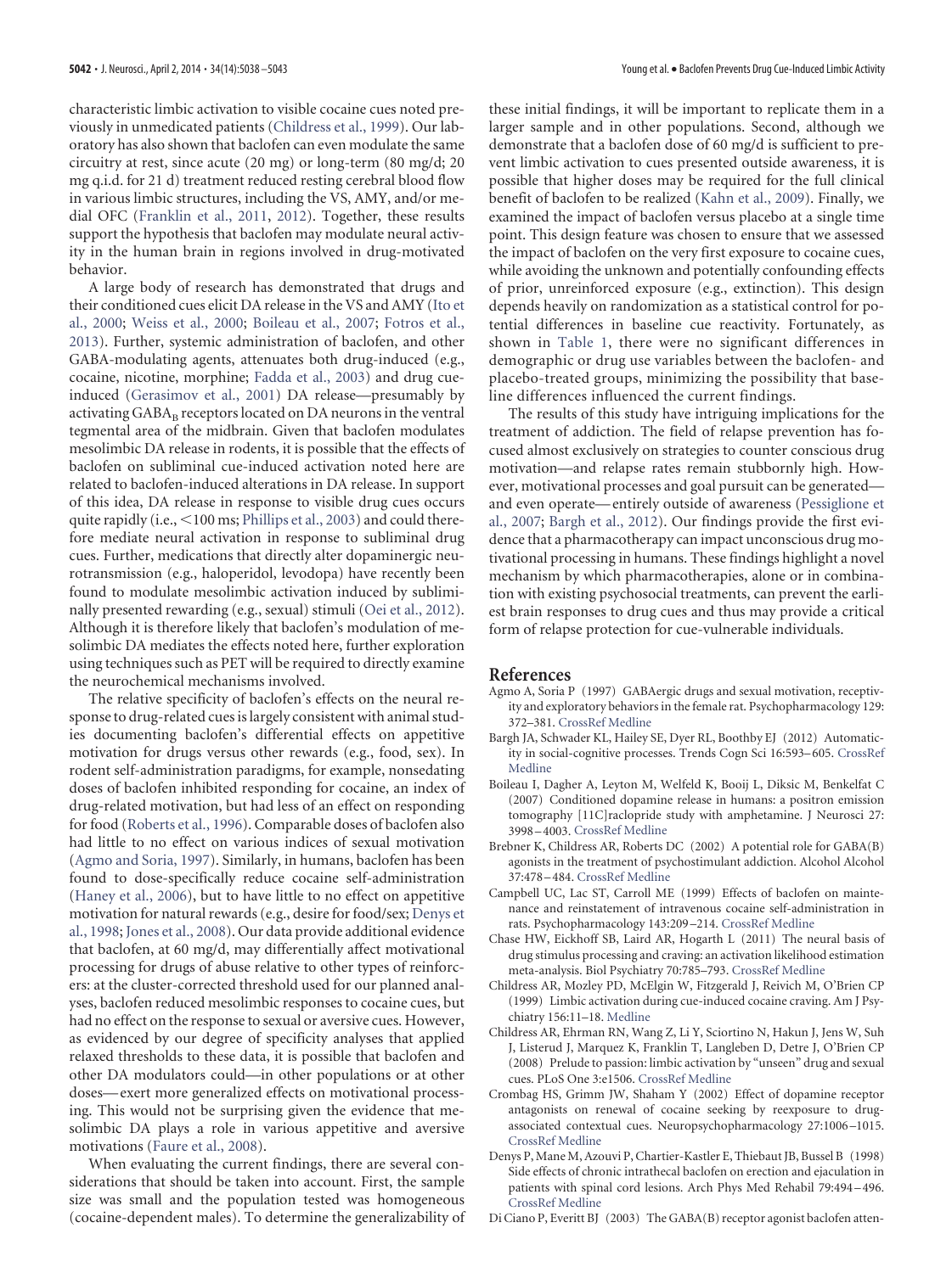characteristic limbic activation to visible cocaine cues noted previously in unmedicated patients (Childress et al., 1999). Our laboratory has also shown that baclofen can even modulate the same circuitry at rest, since acute (20 mg) or long-term (80 mg/d; 20 mg q.i.d. for 21 d) treatment reduced resting cerebral blood flow in various limbic structures, including the VS, AMY, and/or medial OFC (Franklin et al., 2011, 2012). Together, these results support the hypothesis that baclofen may modulate neural activity in the human brain in regions involved in drug-motivated behavior.

A large body of research has demonstrated that drugs and their conditioned cues elicit DA release in the VS and AMY (Ito et al., 2000; Weiss et al., 2000; Boileau et al., 2007; Fotros et al., 2013). Further, systemic administration of baclofen, and other GABA-modulating agents, attenuates both drug-induced (e.g., cocaine, nicotine, morphine; Fadda et al., 2003) and drug cue-induced (Gerasimov et al., 2001) DA release—presumably by activating $GABA_B$ receptors located on DA neurons in the ventral tegmental area of the midbrain. Given that baclofen modulates mesolimbic DA release in rodents, it is possible that the effects of baclofen on subliminal cue-induced activation noted here are related to baclofen-induced alterations in DA release. In support of this idea, DA release in response to visible drug cues occurs quite rapidly (i.e., <100 ms; Phillips et al., 2003) and could therefore mediate neural activation in response to subliminal drug cues. Further, medications that directly alter dopaminergic neurotransmission (e.g., haloperidol, levodopa) have recently been found to modulate mesolimbic activation induced by subliminally presented rewarding (e.g., sexual) stimuli (Oei et al., 2012). Although it is therefore likely that baclofen's modulation of mesolimbic DA mediates the effects noted here, further exploration using techniques such as PET will be required to directly examine the neurochemical mechanisms involved.

The relative specificity of baclofen's effects on the neural response to drug-related cues is largely consistent with animal studies documenting baclofen's differential effects on appetitive motivation for drugs versus other rewards (e.g., food, sex). In rodent self-administration paradigms, for example, nonsedating doses of baclofen inhibited responding for cocaine, an index of drug-related motivation, but had less of an effect on responding for food (Roberts et al., 1996). Comparable doses of baclofen also had little to no effect on various indices of sexual motivation (Agmo and Soria, 1997). Similarly, in humans, baclofen has been found to dose-specifically reduce cocaine self-administration (Haney et al., 2006), but to have little to no effect on appetitive motivation for natural rewards (e.g., desire for food/sex; Denys et al., 1998; Jones et al., 2008). Our data provide additional evidence that baclofen, at 60 mg/d, may differentially affect motivational processing for drugs of abuse relative to other types of reinforcers: at the cluster-corrected threshold used for our planned analyses, baclofen reduced mesolimbic responses to cocaine cues, but had no effect on the response to sexual or aversive cues. However, as evidenced by our degree of specificity analyses that applied relaxed thresholds to these data, it is possible that baclofen and other DA modulators could—in other populations or at other doses—exert more generalized effects on motivational processing. This would not be surprising given the evidence that mesolimbic DA plays a role in various appetitive and aversive motivations (Faure et al., 2008).

When evaluating the current findings, there are several considerations that should be taken into account. First, the sample size was small and the population tested was homogeneous (cocaine-dependent males). To determine the generalizability of these initial findings, it will be important to replicate them in a larger sample and in other populations. Second, although we demonstrate that a baclofen dose of 60 mg/d is sufficient to prevent limbic activation to cues presented outside awareness, it is possible that higher doses may be required for the full clinical benefit of baclofen to be realized (Kahn et al., 2009). Finally, we examined the impact of baclofen versus placebo at a single time point. This design feature was chosen to ensure that we assessed the impact of baclofen on the very first exposure to cocaine cues, while avoiding the unknown and potentially confounding effects of prior, unreinforced exposure (e.g., extinction). This design depends heavily on randomization as a statistical control for potential differences in baseline cue reactivity. Fortunately, as shown in Table 1, there were no significant differences in demographic or drug use variables between the baclofen- and placebo-treated groups, minimizing the possibility that baseline differences influenced the current findings.

The results of this study have intriguing implications for the treatment of addiction. The field of relapse prevention has focused almost exclusively on strategies to counter conscious drug motivation—and relapse rates remain stubbornly high. However, motivational processes and goal pursuit can be generated—and even operate—entirely outside of awareness (Pessiglione et al., 2007; Bargh et al., 2012). Our findings provide the first evidence that a pharmacotherapy can impact unconscious drug motivational processing in humans. These findings highlight a novel mechanism by which pharmacotherapies, alone or in combination with existing psychosocial treatments, can prevent the earliest brain responses to drug cues and thus may provide a critical form of relapse protection for cue-vulnerable individuals.

## References

Agmo A, Soria P (1997) GABAergic drugs and sexual motivation, receptivity and exploratory behaviors in the female rat. Psychopharmacology 129: 372–381. CrossRef Medline

Bargh JA, Schwader KL, Hailey SE, Dyer RL, Boothby EJ (2012) Automaticity in social-cognitive processes. Trends Cogn Sci 16:593–605. CrossRef Medline

Boileau I, Dagher A, Leyton M, Welfeld K, Booij L, Diksic M, Benkelfat C (2007) Conditioned dopamine release in humans: a positron emission tomography [11C]raclopride study with amphetamine. J Neurosci 27: 3998–4003. CrossRef Medline

Brebner K, Childress AR, Roberts DC (2002) A potential role for GABA(B) agonists in the treatment of psychostimulant addiction. Alcohol Alcohol 37:478–484. CrossRef Medline

Campbell UC, Lac ST, Carroll ME (1999) Effects of baclofen on maintenance and reinstatement of intravenous cocaine self-administration in rats. Psychopharmacology 143:209–214. CrossRef Medline

Chase HW, Eickhoff SB, Laird AR, Hogarth L (2011) The neural basis of drug stimulus processing and craving: an activation likelihood estimation meta-analysis. Biol Psychiatry 70:785–793. CrossRef Medline

Childress AR, Mozley PD, McElgin W, Fitzgerald J, Reivich M, O'Brien CP (1999) Limbic activation during cue-induced cocaine craving. Am J Psychiatry 156:11–18. Medline

Childress AR, Ehrman RN, Wang Z, Li Y, Sciortino N, Hakun J, Jens W, Suh J, Listerud J, Marquez K, Franklin T, Langleben D, Detre J, O'Brien CP (2008) Prelude to passion: limbic activation by "unseen" drug and sexual cues. PLoS One 3:e1506. CrossRef Medline

Crombag HS, Grimm JW, Shaham Y (2002) Effect of dopamine receptor antagonists on renewal of cocaine seeking by reexposure to drug-associated contextual cues. Neuropsychopharmacology 27:1006–1015. CrossRef Medline

Denys P, Mane M, Azouvi P, Chartier-Kastler E, Thiebaut JB, Bussel B (1998) Side effects of chronic intrathecal baclofen on erection and ejaculation in patients with spinal cord lesions. Arch Phys Med Rehabil 79:494–496. CrossRef Medline

Di Ciano P, Everitt BJ (2003) The GABA(B) receptor agonist baclofen atten-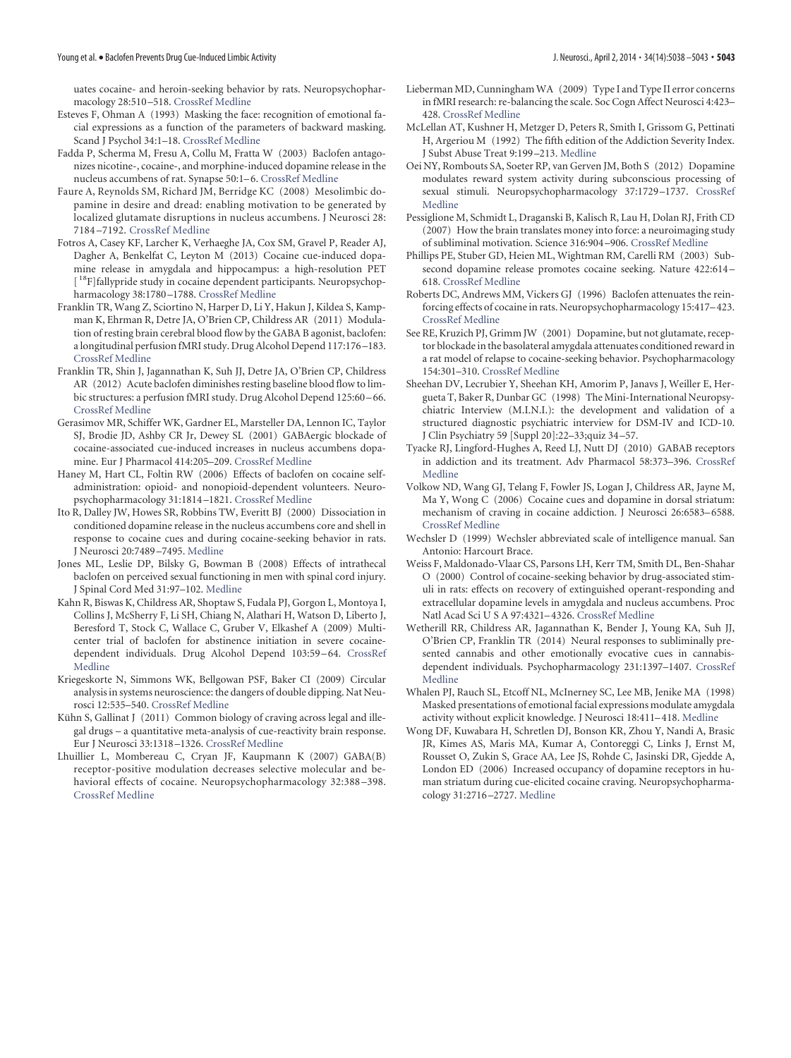uates cocaine- and heroin-seeking behavior by rats. Neuropsychopharmacology 28:510–518. CrossRef Medline

Esteves F, Ohman A (1993) Masking the face: recognition of emotional facial expressions as a function of the parameters of backward masking. Scand J Psychol 34:1–18. CrossRef Medline

Fadda P, Scherma M, Fresu A, Collu M, Fratta W (2003) Baclofen antagonizes nicotine-, cocaine-, and morphine-induced dopamine release in the nucleus accumbens of rat. Synapse 50:1–6. CrossRef Medline

Faure A, Reynolds SM, Richard JM, Berridge KC (2008) Mesolimbic dopamine in desire and dread: enabling motivation to be generated by localized glutamate disruptions in nucleus accumbens. J Neurosci 28:7184–7192. CrossRef Medline

Fotros A, Casey KF, Larcher K, Verhaeghe JA, Cox SM, Gravel P, Reader AJ, Dagher A, Benkelfat C, Leyton M (2013) Cocaine cue-induced dopamine release in amygdala and hippocampus: a high-resolution PET [$^{18}$F]fallypride study in cocaine dependent participants. Neuropsychopharmacology 38:1780–1788. CrossRef Medline

Franklin TR, Wang Z, Sciortino N, Harper D, Li Y, Hakun J, Kildea S, Kampman K, Ehrman R, Detre JA, O'Brien CP, Childress AR (2011) Modulation of resting brain cerebral blood flow by the GABA B agonist, baclofen: a longitudinal perfusion fMRI study. Drug Alcohol Depend 117:176–183. CrossRef Medline

Franklin TR, Shin J, Jagannathan K, Suh JJ, Detre JA, O'Brien CP, Childress AR (2012) Acute baclofen diminishes resting baseline blood flow to limbic structures: a perfusion fMRI study. Drug Alcohol Depend 125:60–66. CrossRef Medline

Gerasimov MR, Schiffer WK, Gardner EL, Marsteller DA, Lennon IC, Taylor SJ, Brodie JD, Ashby CR Jr, Dewey SL (2001) GABAergic blockade of cocaine-associated cue-induced increases in nucleus accumbens dopamine. Eur J Pharmacol 414:205–209. CrossRef Medline

Haney M, Hart CL, Foltin RW (2006) Effects of baclofen on cocaine self-administration: opioid- and nonopioid-dependent volunteers. Neuropsychopharmacology 31:1814–1821. CrossRef Medline

Ito R, Dalley JW, Howes SR, Robbins TW, Everitt BJ (2000) Dissociation in conditioned dopamine release in the nucleus accumbens core and shell in response to cocaine cues and during cocaine-seeking behavior in rats. J Neurosci 20:7489–7495. Medline

Jones ML, Leslie DP, Bilsky G, Bowman B (2008) Effects of intrathecal baclofen on perceived sexual functioning in men with spinal cord injury. J Spinal Cord Med 31:97–102. Medline

Kahn R, Biswas K, Childress AR, Shoptaw S, Fudala PJ, Gorgon L, Montoya I, Collins J, McSherry F, Li SH, Chiang N, Alathari H, Watson D, Liberto J, Beresford T, Stock C, Wallace C, Gruber V, Elkashef A (2009) Multi-center trial of baclofen for abstinence initiation in severe cocaine-dependent individuals. Drug Alcohol Depend 103:59–64. CrossRef Medline

Kriegeskorte N, Simmons WK, Bellgowan PSF, Baker CI (2009) Circular analysis in systems neuroscience: the dangers of double dipping. Nat Neurosci 12:535–540. CrossRef Medline

Kühn S, Gallinat J (2011) Common biology of craving across legal and illegal drugs – a quantitative meta-analysis of cue-reactivity brain response. Eur J Neurosci 33:1318–1326. CrossRef Medline

Lhuillier L, Mombereau C, Cryan JF, Kaupmann K (2007) GABA(B) receptor-positive modulation decreases selective molecular and behavioral effects of cocaine. Neuropsychopharmacology 32:388–398. CrossRef Medline

Lieberman MD, Cunningham WA (2009) Type I and Type II error concerns in fMRI research: re-balancing the scale. Soc Cogn Affect Neurosci 4:423–428. CrossRef Medline

McLellan AT, Kushner H, Metzger D, Peters R, Smith I, Grissom G, Pettinati H, Argeriou M (1992) The fifth edition of the Addiction Severity Index. J Subst Abuse Treat 9:199–213. Medline

Oei NY, Rombouts SA, Soeter RP, van Gerven JM, Both S (2012) Dopamine modulates reward system activity during subconscious processing of sexual stimuli. Neuropsychopharmacology 37:1729–1737. CrossRef Medline

Pessiglione M, Schmidt L, Draganski B, Kalisch R, Lau H, Dolan RJ, Frith CD (2007) How the brain translates money into force: a neuroimaging study of subliminal motivation. Science 316:904–906. CrossRef Medline

Phillips PE, Stuber GD, Heien ML, Wightman RM, Carelli RM (2003) Subsecond dopamine release promotes cocaine seeking. Nature 422:614–618. CrossRef Medline

Roberts DC, Andrews MM, Vickers GJ (1996) Baclofen attenuates the reinforcing effects of cocaine in rats. Neuropsychopharmacology 15:417–423. CrossRef Medline

See RE, Kruzich PJ, Grimm JW (2001) Dopamine, but not glutamate, receptor blockade in the basolateral amygdala attenuates conditioned reward in a rat model of relapse to cocaine-seeking behavior. Psychopharmacology 154:301–310. CrossRef Medline

Sheehan DV, Lecrubier Y, Sheehan KH, Amorim P, Janavs J, Weiller E, Hergueta T, Baker R, Dunbar GC (1998) The Mini-International Neuropsychiatric Interview (M.I.N.I.): the development and validation of a structured diagnostic psychiatric interview for DSM-IV and ICD-10. J Clin Psychiatry 59 [Suppl 20]:22–33;quiz 34–57.

Tyacke RJ, Lingford-Hughes A, Reed LJ, Nutt DJ (2010) GABAB receptors in addiction and its treatment. Adv Pharmacol 58:373–396. CrossRef Medline

Volkow ND, Wang GJ, Telang F, Fowler JS, Logan J, Childress AR, Jayne M, Ma Y, Wong C (2006) Cocaine cues and dopamine in dorsal striatum: mechanism of craving in cocaine addiction. J Neurosci 26:6583–6588. CrossRef Medline

Wechsler D (1999) Wechsler abbreviated scale of intelligence manual. San Antonio: Harcourt Brace.

Weiss F, Maldonado-Vlaar CS, Parsons LH, Kerr TM, Smith DL, Ben-Shahar O (2000) Control of cocaine-seeking behavior by drug-associated stimuli in rats: effects on recovery of extinguished operant-responding and extracellular dopamine levels in amygdala and nucleus accumbens. Proc Natl Acad Sci U S A 97:4321–4326. CrossRef Medline

Wetherill RR, Childress AR, Jagannathan K, Bender J, Young KA, Suh JJ, O'Brien CP, Franklin TR (2014) Neural responses to subliminally presented cannabis and other emotionally evocative cues in cannabis-dependent individuals. Psychopharmacology 231:1397–1407. CrossRef Medline

Whalen PJ, Rauch SL, Etcoff NL, McInerney SC, Lee MB, Jenike MA (1998) Masked presentations of emotional facial expressions modulate amygdala activity without explicit knowledge. J Neurosci 18:411–418. Medline

Wong DF, Kuwabara H, Schretlen DJ, Bonson KR, Zhou Y, Nandi A, Brasic JR, Kimes AS, Maris MA, Kumar A, Contoreggi C, Links J, Ernst M, Rousset O, Zukin S, Grace AA, Lee JS, Rohde C, Jasinski DR, Gjedde A, London ED (2006) Increased occupancy of dopamine receptors in human striatum during cue-elicited cocaine craving. Neuropsychopharmacology 31:2716–2727. Medline